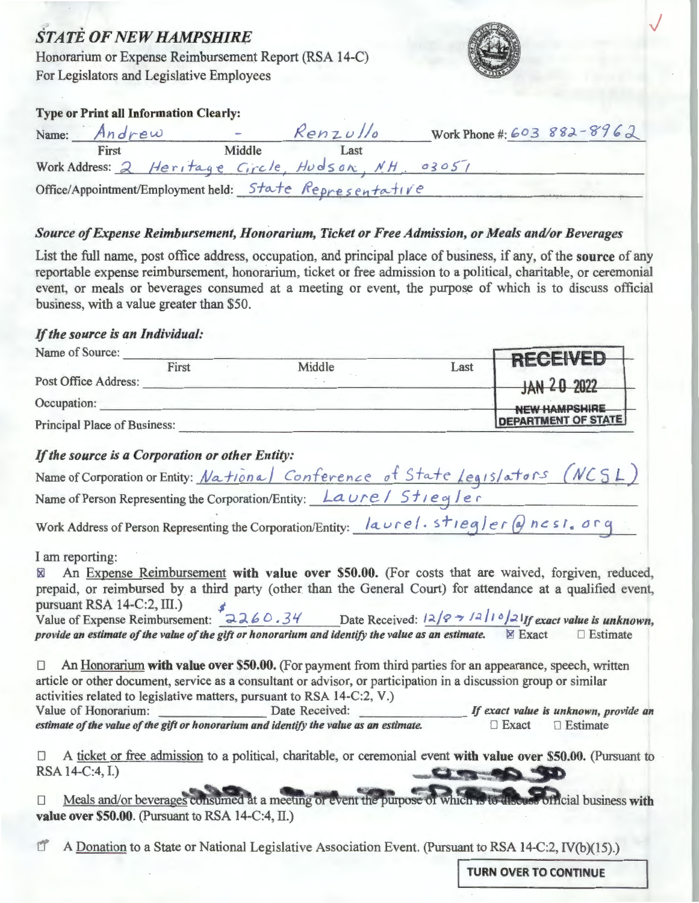# *STATE OF NEW HAMPSHIRE*

Honorarium or Expense Reimbursement Report (RSA 14-C)
For Legislators and Legislative Employees

**Type or Print all Information Clearly:**

Name: Andrew - Renzullo Work Phone #: 603 882-8962
First Middle Last

Work Address: 2 Heritage Circle, Hudson, NH 03051

Office/Appointment/Employment held: State Representative

### *Source of Expense Reimbursement, Honorarium, Ticket or Free Admission, or Meals and/or Beverages*

List the full name, post office address, occupation, and principal place of business, if any, of the **source** of any reportable expense reimbursement, honorarium, ticket or free admission to a political, charitable, or ceremonial event, or meals or beverages consumed at a meeting or event, the purpose of which is to discuss official business, with a value greater than $50.

### *If the source is an Individual:*

Name of Source: ______ First ______ Middle ______ Last

Post Office Address:

Occupation:

Principal Place of Business:

RECEIVED
JAN 20 2022
NEW HAMPSHIRE DEPARTMENT OF STATE

### *If the source is a Corporation or other Entity:*

Name of Corporation or Entity: National Conference of State Legislators (NCSL)

Name of Person Representing the Corporation/Entity: Laurel Stiegler

Work Address of Person Representing the Corporation/Entity: laurel.stiegler@ncsl.org

I am reporting:

☒ An Expense Reimbursement **with value over $50.00.** (For costs that are waived, forgiven, reduced, prepaid, or reimbursed by a third party (other than the General Court) for attendance at a qualified event, pursuant RSA 14-C:2, III.)
Value of Expense Reimbursement: $2260.34 Date Received: 12/8 → 12/10/21 ***If exact value is unknown, provide an estimate of the value of the gift or honorarium and identify the value as an estimate.*** ☒ Exact ☐ Estimate

☐ An Honorarium **with value over $50.00.** (For payment from third parties for an appearance, speech, written article or other document, service as a consultant or advisor, or participation in a discussion group or similar activities related to legislative matters, pursuant to RSA 14-C:2, V.)
Value of Honorarium: ______ Date Received: ______ ***If exact value is unknown, provide an estimate of the value of the gift or honorarium and identify the value as an estimate.*** ☐ Exact ☐ Estimate

☐ A ticket or free admission to a political, charitable, or ceremonial event **with value over $50.00.** (Pursuant to RSA 14-C:4, I.)

☐ Meals and/or beverages consumed at a meeting or event the purpose of which is to discuss official business **with value over $50.00.** (Pursuant to RSA 14-C:4, II.)

☐ A Donation to a State or National Legislative Association Event. (Pursuant to RSA 14-C:2, IV(b)(15).)

**TURN OVER TO CONTINUE**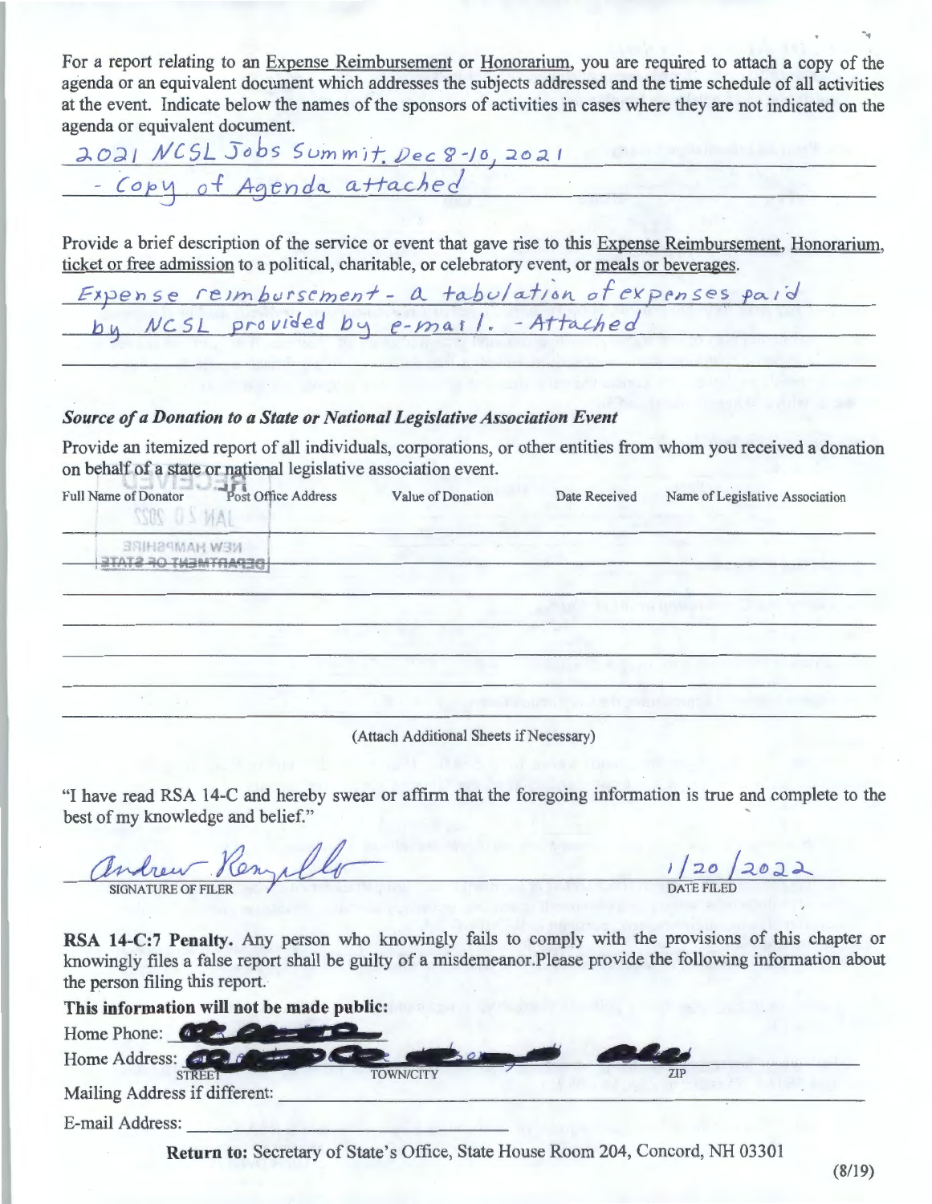For a report relating to an Expense Reimbursement or Honorarium, you are required to attach a copy of the agenda or an equivalent document which addresses the subjects addressed and the time schedule of all activities at the event. Indicate below the names of the sponsors of activities in cases where they are not indicated on the agenda or equivalent document.

2021 NCSL Jobs Summit. Dec 8-10, 2021
- Copy of Agenda attached

Provide a brief description of the service or event that gave rise to this Expense Reimbursement, Honorarium, ticket or free admission to a political, charitable, or celebratory event, or meals or beverages.

Expense reimbursement - a tabulation of expenses paid by NCSL provided by e-mail. - Attached

### *Source of a Donation to a State or National Legislative Association Event*

Provide an itemized report of all individuals, corporations, or other entities from whom you received a donation on behalf of a state or national legislative association event.

| Full Name of Donator | Post Office Address | Value of Donation | Date Received | Name of Legislative Association |
|---|---|---|---|---|
| | | | | |
| | | | | |
| | | | | |
| | | | | |
| | | | | |
| | | | | |

RECEIVED
JAN 20 2022
NEW HAMPSHIRE
DEPARTMENT OF STATE

(Attach Additional Sheets if Necessary)

"I have read RSA 14-C and hereby swear or affirm that the foregoing information is true and complete to the best of my knowledge and belief."

Andrew Renzullo
SIGNATURE OF FILER

1/20/2022
DATE FILED

**RSA 14-C:7 Penalty.** Any person who knowingly fails to comply with the provisions of this chapter or knowingly files a false report shall be guilty of a misdemeanor.Please provide the following information about the person filing this report.

**This information will not be made public:**

Home Phone: [redacted]

Home Address: [redacted]
STREET TOWN/CITY ZIP

Mailing Address if different: ____________

E-mail Address: ____________

**Return to:** Secretary of State's Office, State House Room 204, Concord, NH 03301

(8/19)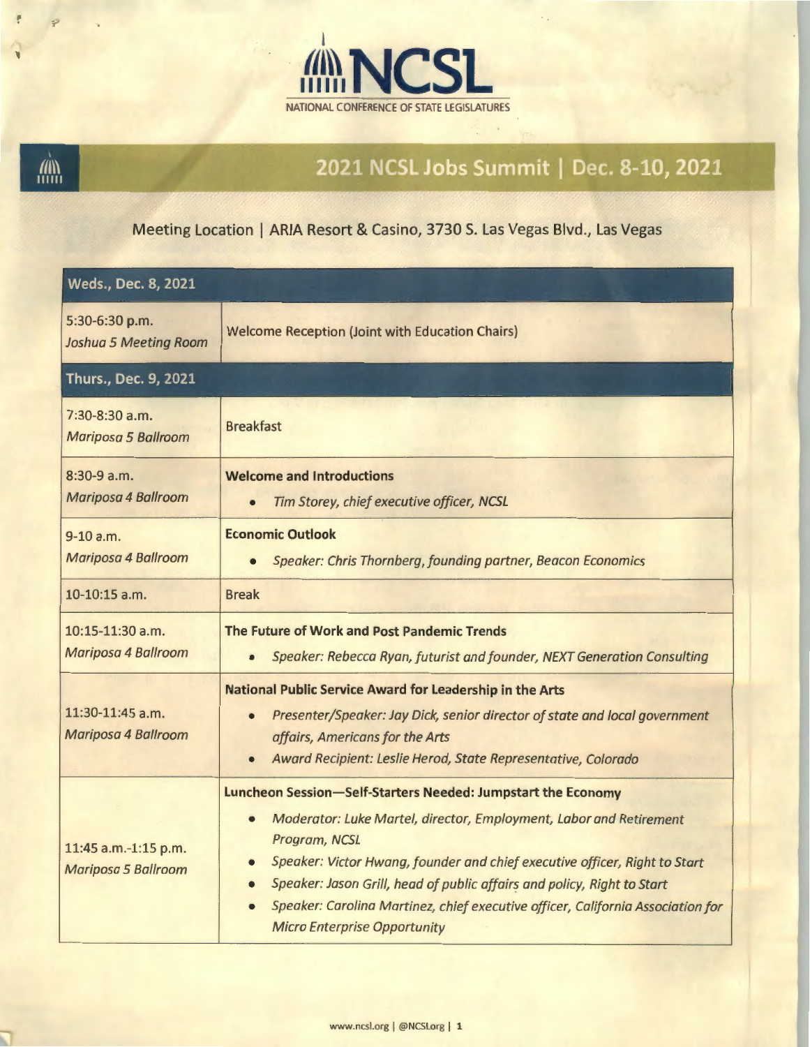NATIONAL CONFERENCE OF STATE LEGISLATURES

# 2021 NCSL Jobs Summit | Dec. 8-10, 2021

## Meeting Location | ARIA Resort & Casino, 3730 S. Las Vegas Blvd., Las Vegas

| **Weds., Dec. 8, 2021** | |
|---|---|
| 5:30-6:30 p.m.<br>*Joshua 5 Meeting Room* | Welcome Reception (Joint with Education Chairs) |
| **Thurs., Dec. 9, 2021** | |
| 7:30-8:30 a.m.<br>*Mariposa 5 Ballroom* | Breakfast |
| 8:30-9 a.m.<br>*Mariposa 4 Ballroom* | **Welcome and Introductions**<br>• *Tim Storey, chief executive officer, NCSL* |
| 9-10 a.m.<br>*Mariposa 4 Ballroom* | **Economic Outlook**<br>• *Speaker: Chris Thornberg, founding partner, Beacon Economics* |
| 10-10:15 a.m. | Break |
| 10:15-11:30 a.m.<br>*Mariposa 4 Ballroom* | **The Future of Work and Post Pandemic Trends**<br>• *Speaker: Rebecca Ryan, futurist and founder, NEXT Generation Consulting* |
| 11:30-11:45 a.m.<br>*Mariposa 4 Ballroom* | **National Public Service Award for Leadership in the Arts**<br>• *Presenter/Speaker: Jay Dick, senior director of state and local government affairs, Americans for the Arts*<br>• *Award Recipient: Leslie Herod, State Representative, Colorado* |
| 11:45 a.m.-1:15 p.m.<br>*Mariposa 5 Ballroom* | **Luncheon Session—Self-Starters Needed: Jumpstart the Economy**<br>• *Moderator: Luke Martel, director, Employment, Labor and Retirement Program, NCSL*<br>• *Speaker: Victor Hwang, founder and chief executive officer, Right to Start*<br>• *Speaker: Jason Grill, head of public affairs and policy, Right to Start*<br>• *Speaker: Carolina Martinez, chief executive officer, California Association for Micro Enterprise Opportunity* |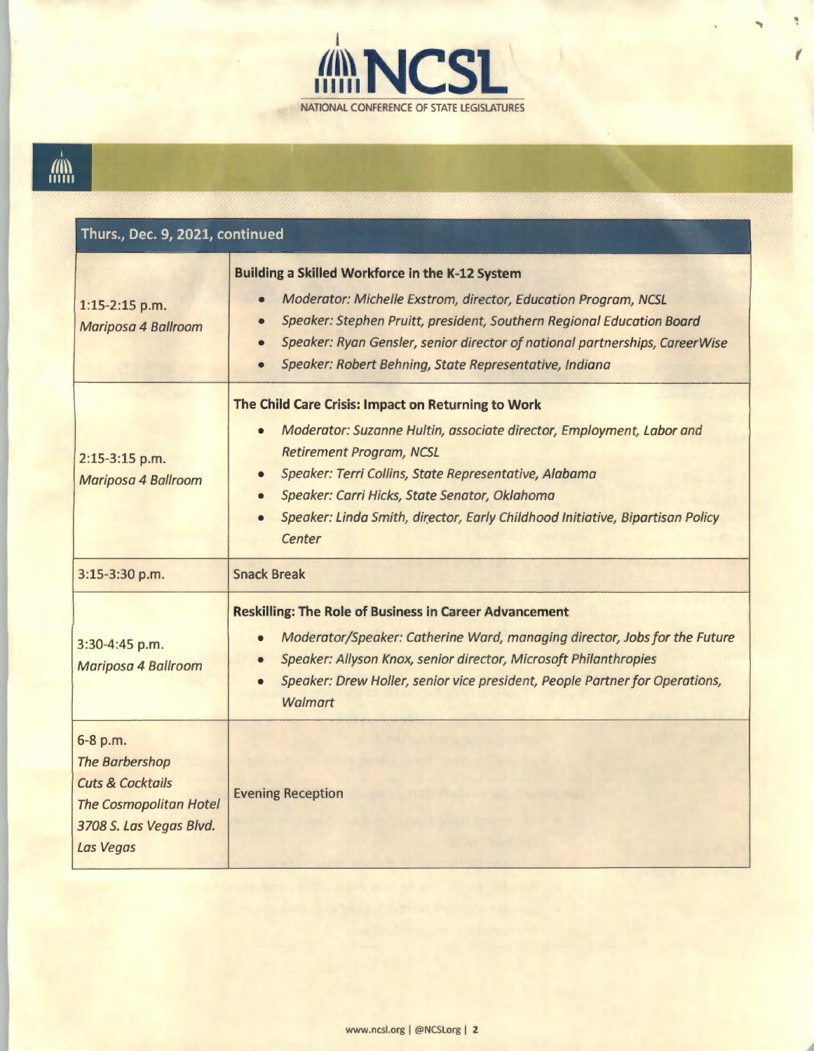# NCSL

NATIONAL CONFERENCE OF STATE LEGISLATURES

| Thurs., Dec. 9, 2021, continued | |
|---|---|
| 1:15-2:15 p.m.<br>*Mariposa 4 Ballroom* | **Building a Skilled Workforce in the K-12 System**<br>• *Moderator: Michelle Exstrom, director, Education Program, NCSL*<br>• *Speaker: Stephen Pruitt, president, Southern Regional Education Board*<br>• *Speaker: Ryan Gensler, senior director of national partnerships, CareerWise*<br>• *Speaker: Robert Behning, State Representative, Indiana* |
| 2:15-3:15 p.m.<br>*Mariposa 4 Ballroom* | **The Child Care Crisis: Impact on Returning to Work**<br>• *Moderator: Suzanne Hultin, associate director, Employment, Labor and Retirement Program, NCSL*<br>• *Speaker: Terri Collins, State Representative, Alabama*<br>• *Speaker: Carri Hicks, State Senator, Oklahoma*<br>• *Speaker: Linda Smith, director, Early Childhood Initiative, Bipartisan Policy Center* |
| 3:15-3:30 p.m. | Snack Break |
| 3:30-4:45 p.m.<br>*Mariposa 4 Ballroom* | **Reskilling: The Role of Business in Career Advancement**<br>• *Moderator/Speaker: Catherine Ward, managing director, Jobs for the Future*<br>• *Speaker: Allyson Knox, senior director, Microsoft Philanthropies*<br>• *Speaker: Drew Holler, senior vice president, People Partner for Operations, Walmart* |
| 6-8 p.m.<br>*The Barbershop Cuts & Cocktails*<br>*The Cosmopolitan Hotel*<br>*3708 S. Las Vegas Blvd.*<br>*Las Vegas* | Evening Reception |

www.ncsl.org | @NCSLorg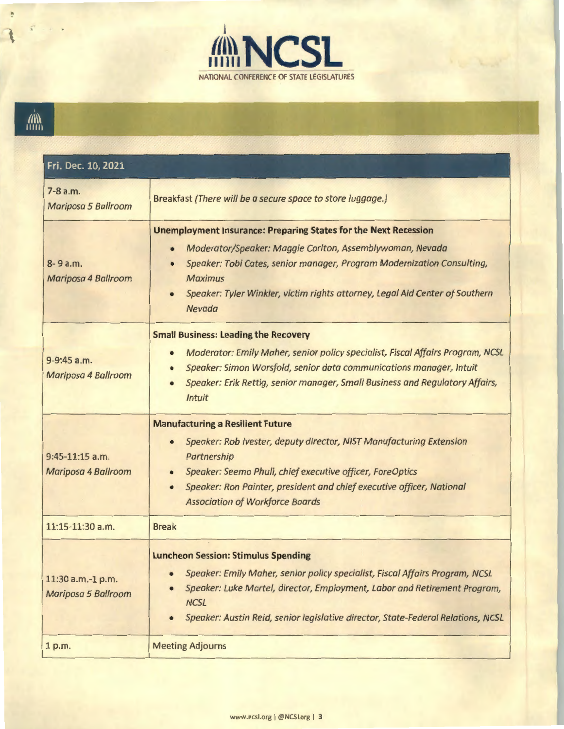**NCSL**
NATIONAL CONFERENCE OF STATE LEGISLATURES

| Fri. Dec. 10, 2021 | |
|---|---|
| 7-8 a.m.<br>*Mariposa 5 Ballroom* | Breakfast *(There will be a secure space to store luggage.)* |
| 8- 9 a.m.<br>*Mariposa 4 Ballroom* | **Unemployment Insurance: Preparing States for the Next Recession**<br>• *Moderator/Speaker: Maggie Carlton, Assemblywoman, Nevada*<br>• *Speaker: Tobi Cates, senior manager, Program Modernization Consulting, Maximus*<br>• *Speaker: Tyler Winkler, victim rights attorney, Legal Aid Center of Southern Nevada* |
| 9-9:45 a.m.<br>*Mariposa 4 Ballroom* | **Small Business: Leading the Recovery**<br>• *Moderator: Emily Maher, senior policy specialist, Fiscal Affairs Program, NCSL*<br>• *Speaker: Simon Worsfold, senior data communications manager, Intuit*<br>• *Speaker: Erik Rettig, senior manager, Small Business and Regulatory Affairs, Intuit* |
| 9:45-11:15 a.m.<br>*Mariposa 4 Ballroom* | **Manufacturing a Resilient Future**<br>• *Speaker: Rob Ivester, deputy director, NIST Manufacturing Extension Partnership*<br>• *Speaker: Seema Phull, chief executive officer, ForeOptics*<br>• *Speaker: Ron Painter, president and chief executive officer, National Association of Workforce Boards* |
| 11:15-11:30 a.m. | Break |
| 11:30 a.m.-1 p.m.<br>*Mariposa 5 Ballroom* | **Luncheon Session: Stimulus Spending**<br>• *Speaker: Emily Maher, senior policy specialist, Fiscal Affairs Program, NCSL*<br>• *Speaker: Luke Martel, director, Employment, Labor and Retirement Program, NCSL*<br>• *Speaker: Austin Reid, senior legislative director, State-Federal Relations, NCSL* |
| 1 p.m. | Meeting Adjourns |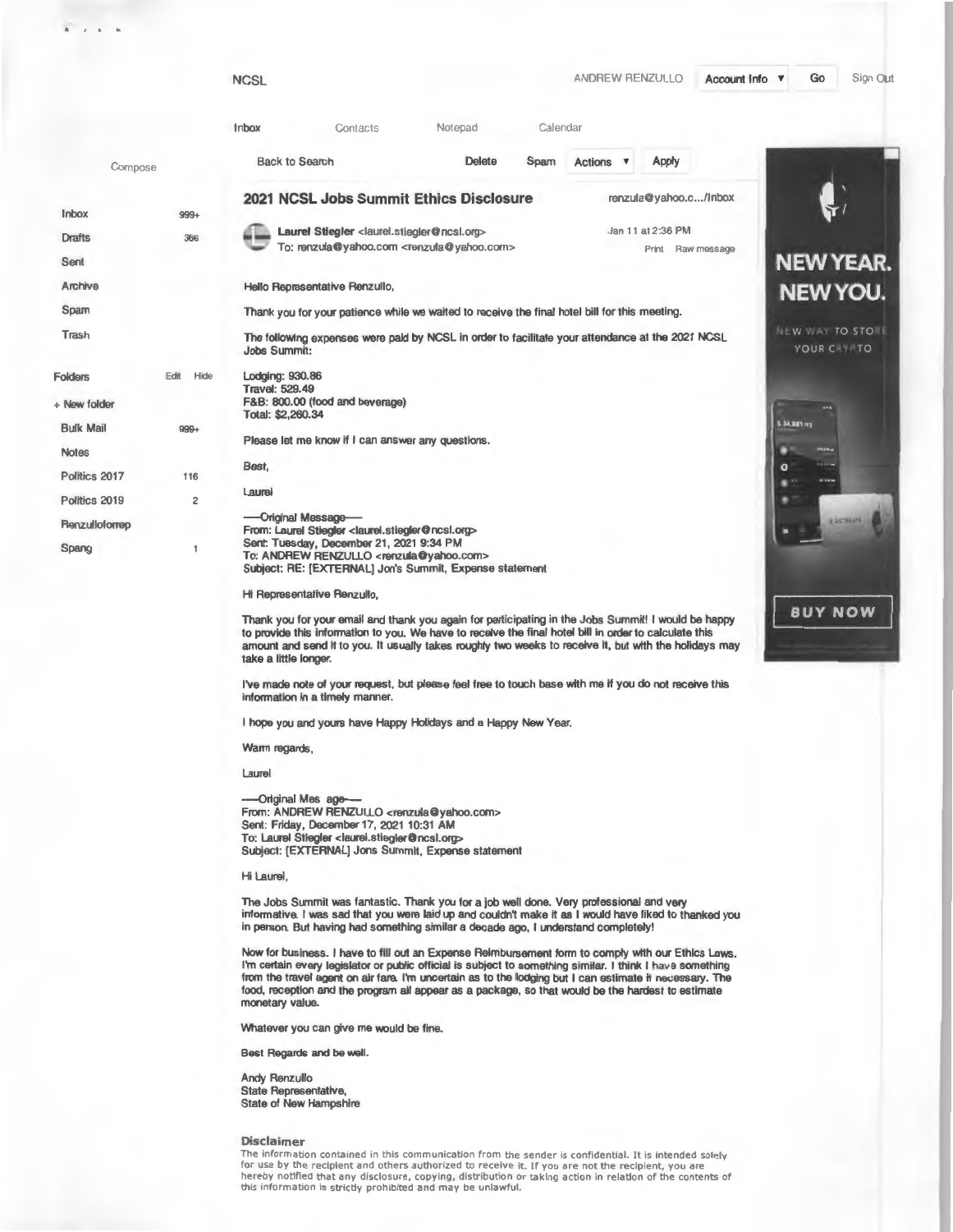NCSL

ANDREW RENZULLO Account Info ▼ Go Sign Out

Inbox Contacts Notepad Calendar

Compose

Back to Search Delete Spam Actions ▼ Apply

| | |
|---|---|
| Inbox | 999+ |
| Drafts | 366 |
| Sent | |
| Archive | |
| Spam | |
| Trash | |
| Folders | Edit Hide |
| + New folder | |
| Bulk Mail | 999+ |
| Notes | |
| Politics 2017 | 116 |
| Politics 2019 | 2 |
| Renzulloforrep | |
| Spang | 1 |

## 2021 NCSL Jobs Summit Ethics Disclosure

renzula@yahoo.c.../Inbox

**Laurel Stiegler** <laurel.stiegler@ncsl.org>
To: renzula@yahoo.com <renzula@yahoo.com>

Jan 11 at 2:36 PM

Print Raw message

Hello Representative Renzullo,

Thank you for your patience while we waited to receive the final hotel bill for this meeting.

The following expenses were paid by NCSL in order to facilitate your attendance at the 2021 NCSL Jobs Summit:

Lodging: 930.86
Travel: 529.49
F&B: 800.00 (food and beverage)
Total: $2,260.34

Please let me know if I can answer any questions.

Best,

Laurel

-----Original Message-----
From: Laurel Stiegler <laurel.stiegler@ncsl.org>
Sent: Tuesday, December 21, 2021 9:34 PM
To: ANDREW RENZULLO <renzula@yahoo.com>
Subject: RE: [EXTERNAL] Jon's Summit, Expense statement

Hi Representative Renzullo,

Thank you for your email and thank you again for participating in the Jobs Summit! I would be happy to provide this information to you. We have to receive the final hotel bill in order to calculate this amount and send it to you. It usually takes roughly two weeks to receive it, but with the holidays may take a little longer.

I've made note of your request, but please feel free to touch base with me if you do not receive this information in a timely manner.

I hope you and yours have Happy Holidays and a Happy New Year.

Warm regards,

Laurel

-----Original Mes age-----
From: ANDREW RENZULLO <renzula@yahoo.com>
Sent: Friday, December 17, 2021 10:31 AM
To: Laurel Stiegler <laurel.stiegler@ncsl.org>
Subject: [EXTERNAL] Jons Summit, Expense statement

Hi Laurel,

The Jobs Summit was fantastic. Thank you for a job well done. Very professional and very informative. I was sad that you were laid up and couldn't make it as I would have liked to thanked you in person. But having had something similar a decade ago, I understand completely!

Now for business. I have to fill out an Expense Reimbursement form to comply with our Ethics Laws. I'm certain every legislator or public official is subject to something similar. I think I have something from the travel agent on air fare. I'm uncertain as to the lodging but I can estimate it necessary. The food, reception and the program all appear as a package, so that would be the hardest to estimate monetary value.

Whatever you can give me would be fine.

Best Regards and be well.

Andy Renzullo
State Representative,
State of New Hampshire

**Disclaimer**

The information contained in this communication from the sender is confidential. It is intended solely for use by the recipient and others authorized to receive it. If you are not the recipient, you are hereby notified that any disclosure, copying, distribution or taking action in relation of the contents of this information is strictly prohibited and may be unlawful.

NEW YEAR. NEW YOU.

NEW WAY TO STORE YOUR CRYPTO

BUY NOW